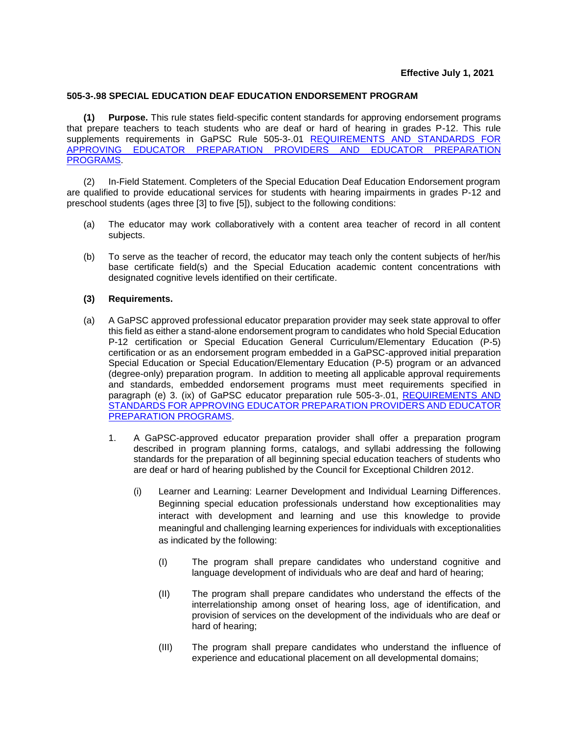**Effective July 1, 2021**

**505-3-.98 SPECIAL EDUCATION DEAF EDUCATION ENDORSEMENT PROGRAM**

**(1) Purpose.** This rule states field-specific content standards for approving endorsement programs that prepare teachers to teach students who are deaf or hard of hearing in grades P-12. This rule supplements requirements in GaPSC Rule 505-3-.01 REQUIREMENTS AND STANDARDS FOR APPROVING EDUCATOR PREPARATION PROVIDERS AND EDUCATOR PREPARATION PROGRAMS.

(2) In-Field Statement. Completers of the Special Education Deaf Education Endorsement program are qualified to provide educational services for students with hearing impairments in grades P-12 and preschool students (ages three [3] to five [5]), subject to the following conditions:

(a) The educator may work collaboratively with a content area teacher of record in all content subjects.

(b) To serve as the teacher of record, the educator may teach only the content subjects of her/his base certificate field(s) and the Special Education academic content concentrations with designated cognitive levels identified on their certificate.

**(3) Requirements.**

(a) A GaPSC approved professional educator preparation provider may seek state approval to offer this field as either a stand-alone endorsement program to candidates who hold Special Education P-12 certification or Special Education General Curriculum/Elementary Education (P-5) certification or as an endorsement program embedded in a GaPSC-approved initial preparation Special Education or Special Education/Elementary Education (P-5) program or an advanced (degree-only) preparation program. In addition to meeting all applicable approval requirements and standards, embedded endorsement programs must meet requirements specified in paragraph (e) 3. (ix) of GaPSC educator preparation rule 505-3-.01, REQUIREMENTS AND STANDARDS FOR APPROVING EDUCATOR PREPARATION PROVIDERS AND EDUCATOR PREPARATION PROGRAMS.

1. A GaPSC-approved educator preparation provider shall offer a preparation program described in program planning forms, catalogs, and syllabi addressing the following standards for the preparation of all beginning special education teachers of students who are deaf or hard of hearing published by the Council for Exceptional Children 2012.

(i) Learner and Learning: Learner Development and Individual Learning Differences. Beginning special education professionals understand how exceptionalities may interact with development and learning and use this knowledge to provide meaningful and challenging learning experiences for individuals with exceptionalities as indicated by the following:

(I) The program shall prepare candidates who understand cognitive and language development of individuals who are deaf and hard of hearing;

(II) The program shall prepare candidates who understand the effects of the interrelationship among onset of hearing loss, age of identification, and provision of services on the development of the individuals who are deaf or hard of hearing;

(III) The program shall prepare candidates who understand the influence of experience and educational placement on all developmental domains;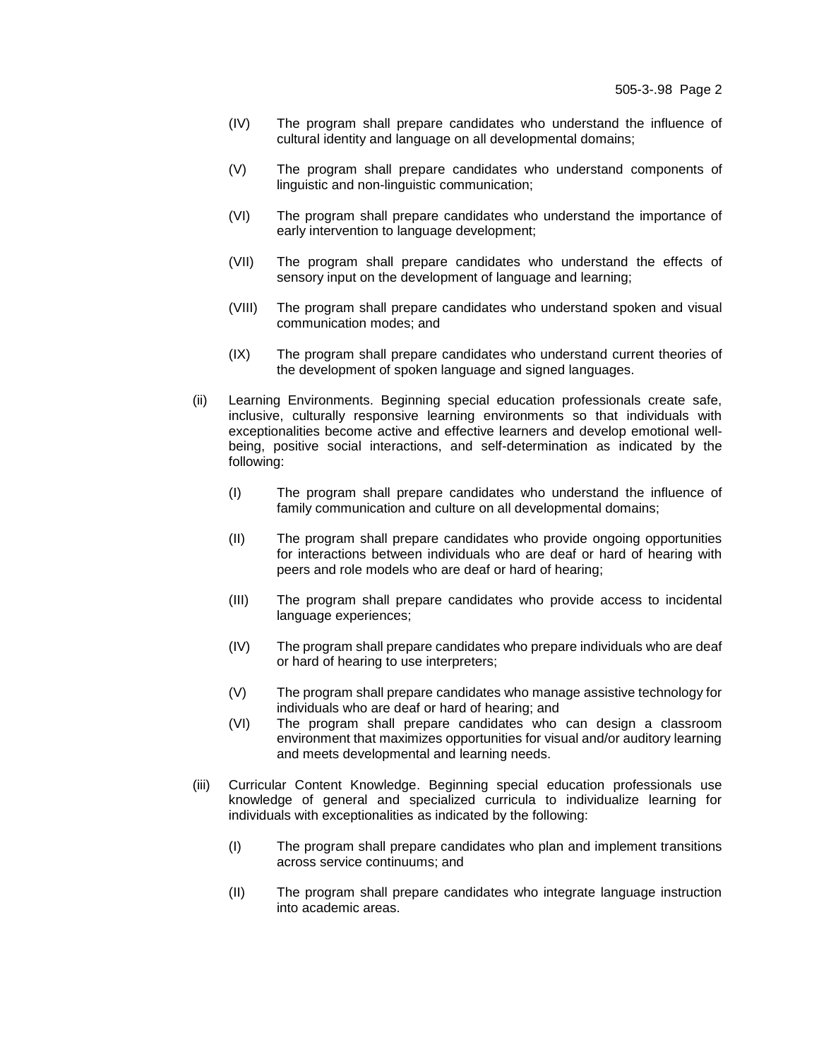(IV) The program shall prepare candidates who understand the influence of cultural identity and language on all developmental domains;

(V) The program shall prepare candidates who understand components of linguistic and non-linguistic communication;

(VI) The program shall prepare candidates who understand the importance of early intervention to language development;

(VII) The program shall prepare candidates who understand the effects of sensory input on the development of language and learning;

(VIII) The program shall prepare candidates who understand spoken and visual communication modes; and

(IX) The program shall prepare candidates who understand current theories of the development of spoken language and signed languages.

(ii) Learning Environments. Beginning special education professionals create safe, inclusive, culturally responsive learning environments so that individuals with exceptionalities become active and effective learners and develop emotional well-being, positive social interactions, and self-determination as indicated by the following:

(I) The program shall prepare candidates who understand the influence of family communication and culture on all developmental domains;

(II) The program shall prepare candidates who provide ongoing opportunities for interactions between individuals who are deaf or hard of hearing with peers and role models who are deaf or hard of hearing;

(III) The program shall prepare candidates who provide access to incidental language experiences;

(IV) The program shall prepare candidates who prepare individuals who are deaf or hard of hearing to use interpreters;

(V) The program shall prepare candidates who manage assistive technology for individuals who are deaf or hard of hearing; and

(VI) The program shall prepare candidates who can design a classroom environment that maximizes opportunities for visual and/or auditory learning and meets developmental and learning needs.

(iii) Curricular Content Knowledge. Beginning special education professionals use knowledge of general and specialized curricula to individualize learning for individuals with exceptionalities as indicated by the following:

(I) The program shall prepare candidates who plan and implement transitions across service continuums; and

(II) The program shall prepare candidates who integrate language instruction into academic areas.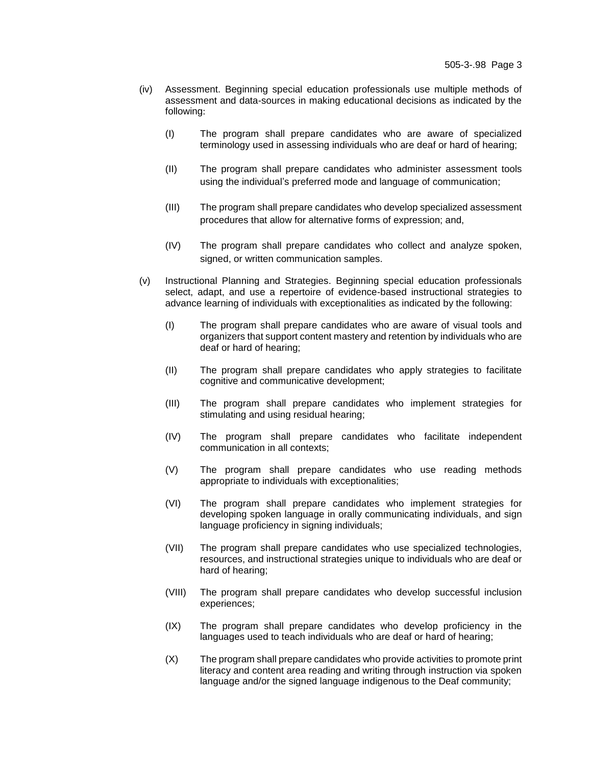(iv) Assessment. Beginning special education professionals use multiple methods of assessment and data-sources in making educational decisions as indicated by the following:

(I) The program shall prepare candidates who are aware of specialized terminology used in assessing individuals who are deaf or hard of hearing;

(II) The program shall prepare candidates who administer assessment tools using the individual's preferred mode and language of communication;

(III) The program shall prepare candidates who develop specialized assessment procedures that allow for alternative forms of expression; and,

(IV) The program shall prepare candidates who collect and analyze spoken, signed, or written communication samples.

(v) Instructional Planning and Strategies. Beginning special education professionals select, adapt, and use a repertoire of evidence-based instructional strategies to advance learning of individuals with exceptionalities as indicated by the following:

(I) The program shall prepare candidates who are aware of visual tools and organizers that support content mastery and retention by individuals who are deaf or hard of hearing;

(II) The program shall prepare candidates who apply strategies to facilitate cognitive and communicative development;

(III) The program shall prepare candidates who implement strategies for stimulating and using residual hearing;

(IV) The program shall prepare candidates who facilitate independent communication in all contexts;

(V) The program shall prepare candidates who use reading methods appropriate to individuals with exceptionalities;

(VI) The program shall prepare candidates who implement strategies for developing spoken language in orally communicating individuals, and sign language proficiency in signing individuals;

(VII) The program shall prepare candidates who use specialized technologies, resources, and instructional strategies unique to individuals who are deaf or hard of hearing;

(VIII) The program shall prepare candidates who develop successful inclusion experiences;

(IX) The program shall prepare candidates who develop proficiency in the languages used to teach individuals who are deaf or hard of hearing;

(X) The program shall prepare candidates who provide activities to promote print literacy and content area reading and writing through instruction via spoken language and/or the signed language indigenous to the Deaf community;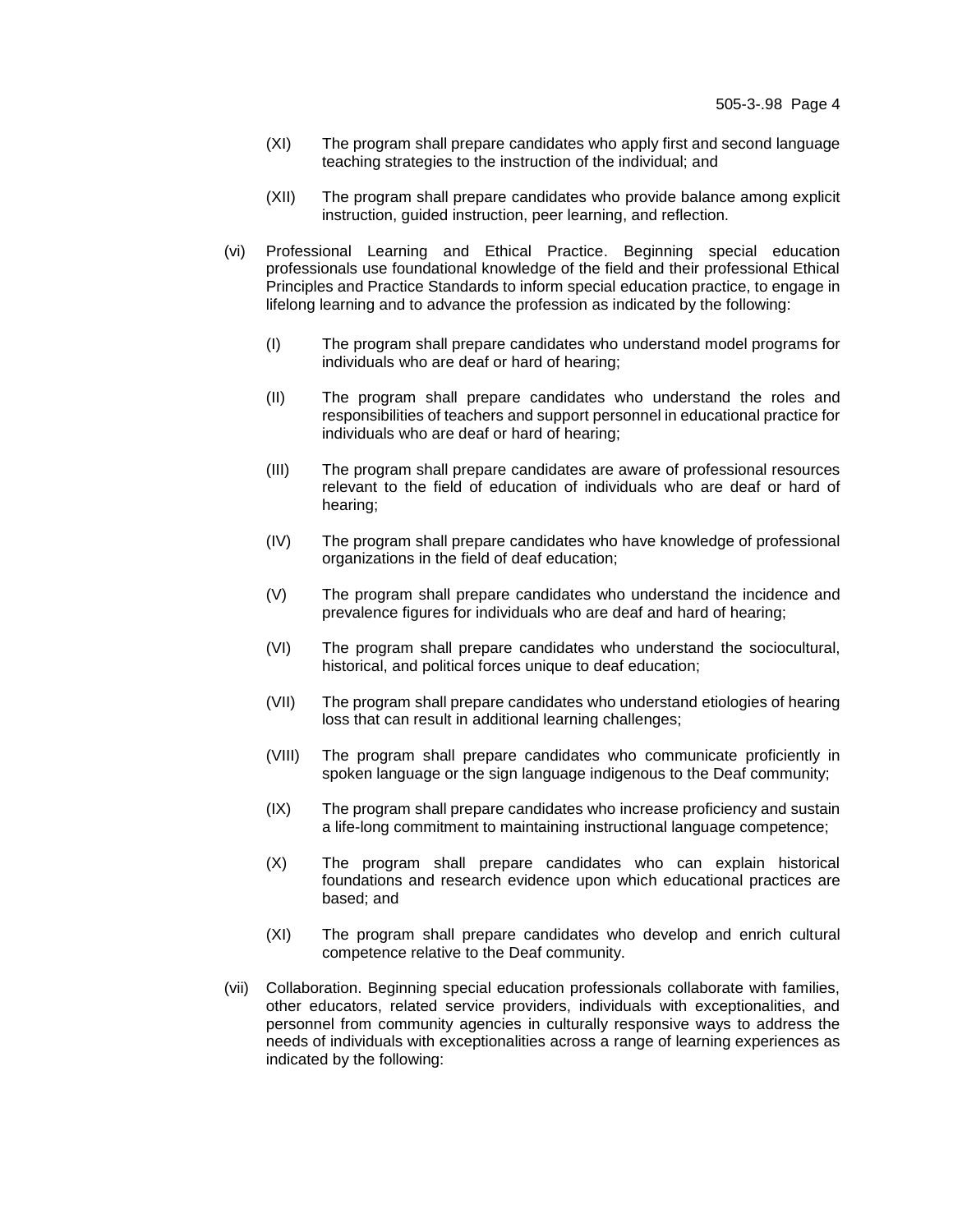(XI) The program shall prepare candidates who apply first and second language teaching strategies to the instruction of the individual; and

(XII) The program shall prepare candidates who provide balance among explicit instruction, guided instruction, peer learning, and reflection.

(vi) Professional Learning and Ethical Practice. Beginning special education professionals use foundational knowledge of the field and their professional Ethical Principles and Practice Standards to inform special education practice, to engage in lifelong learning and to advance the profession as indicated by the following:

(I) The program shall prepare candidates who understand model programs for individuals who are deaf or hard of hearing;

(II) The program shall prepare candidates who understand the roles and responsibilities of teachers and support personnel in educational practice for individuals who are deaf or hard of hearing;

(III) The program shall prepare candidates are aware of professional resources relevant to the field of education of individuals who are deaf or hard of hearing;

(IV) The program shall prepare candidates who have knowledge of professional organizations in the field of deaf education;

(V) The program shall prepare candidates who understand the incidence and prevalence figures for individuals who are deaf and hard of hearing;

(VI) The program shall prepare candidates who understand the sociocultural, historical, and political forces unique to deaf education;

(VII) The program shall prepare candidates who understand etiologies of hearing loss that can result in additional learning challenges;

(VIII) The program shall prepare candidates who communicate proficiently in spoken language or the sign language indigenous to the Deaf community;

(IX) The program shall prepare candidates who increase proficiency and sustain a life-long commitment to maintaining instructional language competence;

(X) The program shall prepare candidates who can explain historical foundations and research evidence upon which educational practices are based; and

(XI) The program shall prepare candidates who develop and enrich cultural competence relative to the Deaf community.

(vii) Collaboration. Beginning special education professionals collaborate with families, other educators, related service providers, individuals with exceptionalities, and personnel from community agencies in culturally responsive ways to address the needs of individuals with exceptionalities across a range of learning experiences as indicated by the following: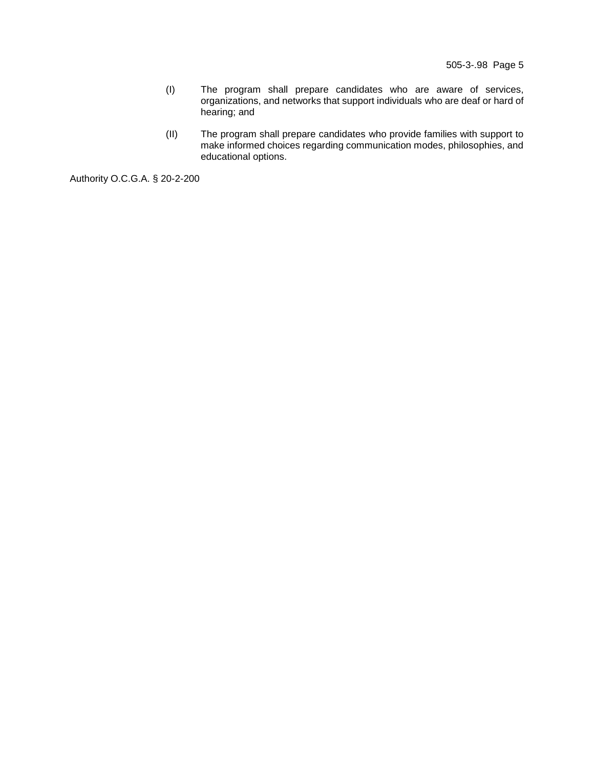(I) The program shall prepare candidates who are aware of services, organizations, and networks that support individuals who are deaf or hard of hearing; and

(II) The program shall prepare candidates who provide families with support to make informed choices regarding communication modes, philosophies, and educational options.

Authority O.C.G.A. § 20-2-200